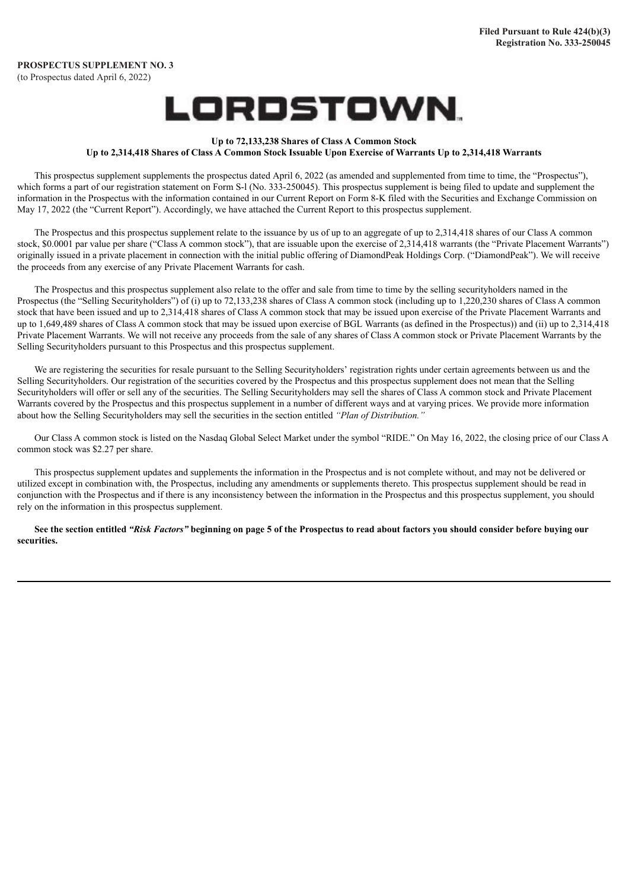**Filed Pursuant to Rule 424(b)(3)**
**Registration No. 333-250045**

**PROSPECTUS SUPPLEMENT NO. 3**
(to Prospectus dated April 6, 2022)

# LORDSTOWN

**Up to 72,133,238 Shares of Class A Common Stock**
**Up to 2,314,418 Shares of Class A Common Stock Issuable Upon Exercise of Warrants Up to 2,314,418 Warrants**

This prospectus supplement supplements the prospectus dated April 6, 2022 (as amended and supplemented from time to time, the "Prospectus"), which forms a part of our registration statement on Form S-l (No. 333-250045). This prospectus supplement is being filed to update and supplement the information in the Prospectus with the information contained in our Current Report on Form 8-K filed with the Securities and Exchange Commission on May 17, 2022 (the "Current Report"). Accordingly, we have attached the Current Report to this prospectus supplement.

The Prospectus and this prospectus supplement relate to the issuance by us of up to an aggregate of up to 2,314,418 shares of our Class A common stock, $0.0001 par value per share ("Class A common stock"), that are issuable upon the exercise of 2,314,418 warrants (the "Private Placement Warrants") originally issued in a private placement in connection with the initial public offering of DiamondPeak Holdings Corp. ("DiamondPeak"). We will receive the proceeds from any exercise of any Private Placement Warrants for cash.

The Prospectus and this prospectus supplement also relate to the offer and sale from time to time by the selling securityholders named in the Prospectus (the "Selling Securityholders") of (i) up to 72,133,238 shares of Class A common stock (including up to 1,220,230 shares of Class A common stock that have been issued and up to 2,314,418 shares of Class A common stock that may be issued upon exercise of the Private Placement Warrants and up to 1,649,489 shares of Class A common stock that may be issued upon exercise of BGL Warrants (as defined in the Prospectus)) and (ii) up to 2,314,418 Private Placement Warrants. We will not receive any proceeds from the sale of any shares of Class A common stock or Private Placement Warrants by the Selling Securityholders pursuant to this Prospectus and this prospectus supplement.

We are registering the securities for resale pursuant to the Selling Securityholders' registration rights under certain agreements between us and the Selling Securityholders. Our registration of the securities covered by the Prospectus and this prospectus supplement does not mean that the Selling Securityholders will offer or sell any of the securities. The Selling Securityholders may sell the shares of Class A common stock and Private Placement Warrants covered by the Prospectus and this prospectus supplement in a number of different ways and at varying prices. We provide more information about how the Selling Securityholders may sell the securities in the section entitled *"Plan of Distribution."*

Our Class A common stock is listed on the Nasdaq Global Select Market under the symbol "RIDE." On May 16, 2022, the closing price of our Class A common stock was $2.27 per share.

This prospectus supplement updates and supplements the information in the Prospectus and is not complete without, and may not be delivered or utilized except in combination with, the Prospectus, including any amendments or supplements thereto. This prospectus supplement should be read in conjunction with the Prospectus and if there is any inconsistency between the information in the Prospectus and this prospectus supplement, you should rely on the information in this prospectus supplement.

**See the section entitled *"Risk Factors"* beginning on page 5 of the Prospectus to read about factors you should consider before buying our securities.**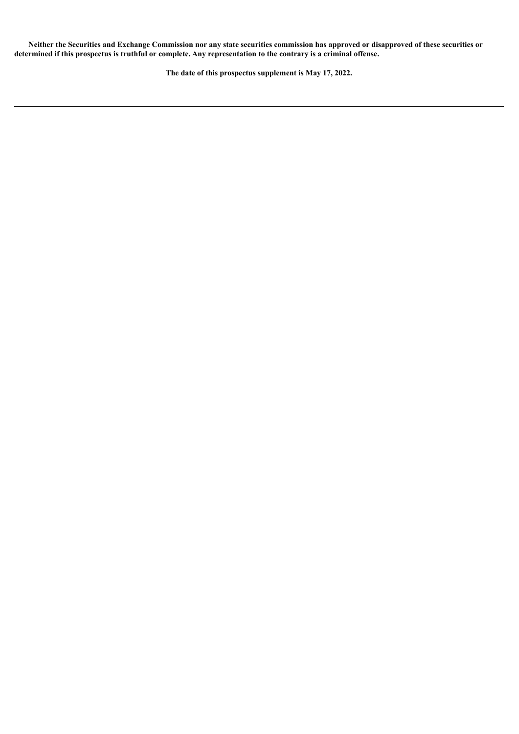**Neither the Securities and Exchange Commission nor any state securities commission has approved or disapproved of these securities or determined if this prospectus is truthful or complete. Any representation to the contrary is a criminal offense.**

**The date of this prospectus supplement is May 17, 2022.**

---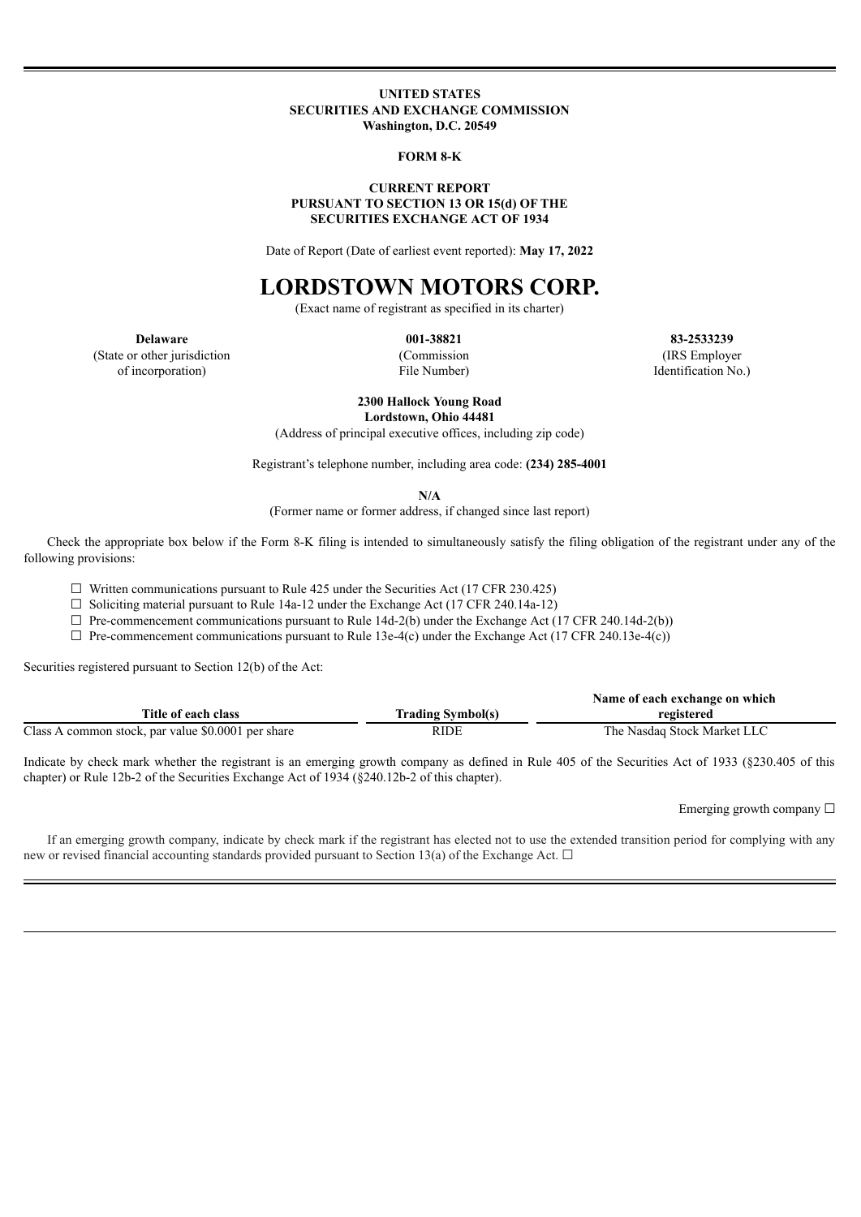**UNITED STATES**
**SECURITIES AND EXCHANGE COMMISSION**
**Washington, D.C. 20549**

**FORM 8-K**

**CURRENT REPORT**
**PURSUANT TO SECTION 13 OR 15(d) OF THE**
**SECURITIES EXCHANGE ACT OF 1934**

Date of Report (Date of earliest event reported): **May 17, 2022**

# LORDSTOWN MOTORS CORP.

(Exact name of registrant as specified in its charter)

| **Delaware** | **001-38821** | **83-2533239** |
|---|---|---|
| (State or other jurisdiction of incorporation) | (Commission File Number) | (IRS Employer Identification No.) |

**2300 Hallock Young Road**
**Lordstown, Ohio 44481**
(Address of principal executive offices, including zip code)

Registrant's telephone number, including area code: **(234) 285-4001**

**N/A**
(Former name or former address, if changed since last report)

Check the appropriate box below if the Form 8-K filing is intended to simultaneously satisfy the filing obligation of the registrant under any of the following provisions:

☐ Written communications pursuant to Rule 425 under the Securities Act (17 CFR 230.425)

☐ Soliciting material pursuant to Rule 14a-12 under the Exchange Act (17 CFR 240.14a-12)

☐ Pre-commencement communications pursuant to Rule 14d-2(b) under the Exchange Act (17 CFR 240.14d-2(b))

☐ Pre-commencement communications pursuant to Rule 13e-4(c) under the Exchange Act (17 CFR 240.13e-4(c))

Securities registered pursuant to Section 12(b) of the Act:

| Title of each class | Trading Symbol(s) | Name of each exchange on which registered |
|---|---|---|
| Class A common stock, par value $0.0001 per share | RIDE | The Nasdaq Stock Market LLC |

Indicate by check mark whether the registrant is an emerging growth company as defined in Rule 405 of the Securities Act of 1933 (§230.405 of this chapter) or Rule 12b-2 of the Securities Exchange Act of 1934 (§240.12b-2 of this chapter).

Emerging growth company ☐

If an emerging growth company, indicate by check mark if the registrant has elected not to use the extended transition period for complying with any new or revised financial accounting standards provided pursuant to Section 13(a) of the Exchange Act. ☐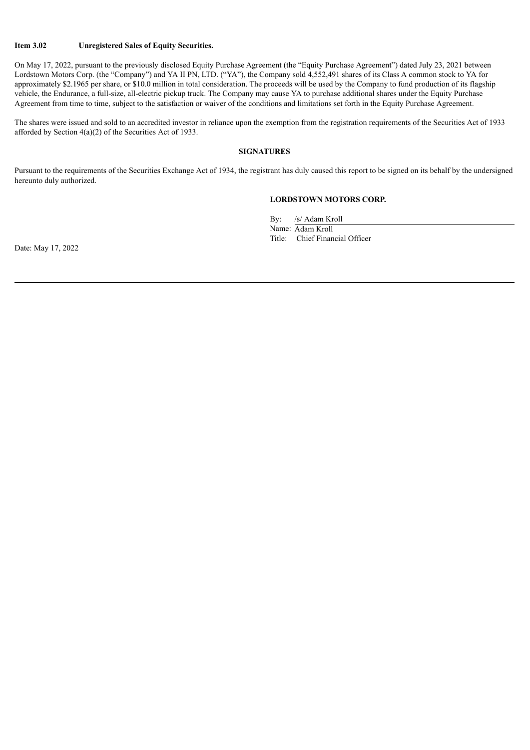**Item 3.02 Unregistered Sales of Equity Securities.**

On May 17, 2022, pursuant to the previously disclosed Equity Purchase Agreement (the "Equity Purchase Agreement") dated July 23, 2021 between Lordstown Motors Corp. (the "Company") and YA II PN, LTD. ("YA"), the Company sold 4,552,491 shares of its Class A common stock to YA for approximately $2.1965 per share, or $10.0 million in total consideration. The proceeds will be used by the Company to fund production of its flagship vehicle, the Endurance, a full-size, all-electric pickup truck. The Company may cause YA to purchase additional shares under the Equity Purchase Agreement from time to time, subject to the satisfaction or waiver of the conditions and limitations set forth in the Equity Purchase Agreement.

The shares were issued and sold to an accredited investor in reliance upon the exemption from the registration requirements of the Securities Act of 1933 afforded by Section 4(a)(2) of the Securities Act of 1933.

**SIGNATURES**

Pursuant to the requirements of the Securities Exchange Act of 1934, the registrant has duly caused this report to be signed on its behalf by the undersigned hereunto duly authorized.

**LORDSTOWN MOTORS CORP.**

By: /s/ Adam Kroll
Name: Adam Kroll
Title: Chief Financial Officer

Date: May 17, 2022